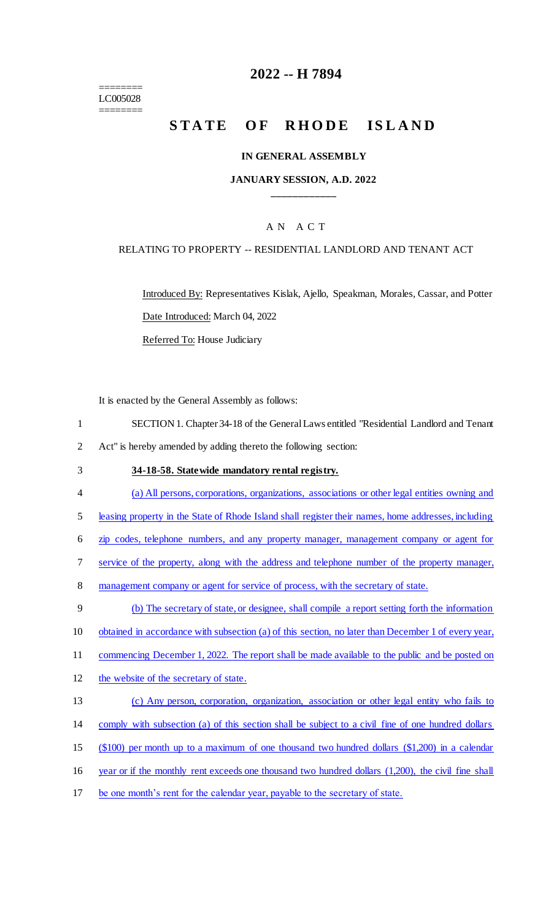========
LC005028
========

# 2022 -- H 7894

# STATE OF RHODE ISLAND

**IN GENERAL ASSEMBLY**

**JANUARY SESSION, A.D. 2022**

____________

A N A C T

RELATING TO PROPERTY -- RESIDENTIAL LANDLORD AND TENANT ACT

Introduced By: Representatives Kislak, Ajello, Speakman, Morales, Cassar, and Potter

Date Introduced: March 04, 2022

Referred To: House Judiciary

It is enacted by the General Assembly as follows:

1 SECTION 1. Chapter 34-18 of the General Laws entitled "Residential Landlord and Tenant
2 Act" is hereby amended by adding thereto the following section:

3 **34-18-58. Statewide mandatory rental registry.**

4 (a) All persons, corporations, organizations, associations or other legal entities owning and
5 leasing property in the State of Rhode Island shall register their names, home addresses, including
6 zip codes, telephone numbers, and any property manager, management company or agent for
7 service of the property, along with the address and telephone number of the property manager,
8 management company or agent for service of process, with the secretary of state.

9 (b) The secretary of state, or designee, shall compile a report setting forth the information
10 obtained in accordance with subsection (a) of this section, no later than December 1 of every year,
11 commencing December 1, 2022. The report shall be made available to the public and be posted on
12 the website of the secretary of state.

13 (c) Any person, corporation, organization, association or other legal entity who fails to
14 comply with subsection (a) of this section shall be subject to a civil fine of one hundred dollars
15 ($100) per month up to a maximum of one thousand two hundred dollars ($1,200) in a calendar
16 year or if the monthly rent exceeds one thousand two hundred dollars (1,200), the civil fine shall
17 be one month's rent for the calendar year, payable to the secretary of state.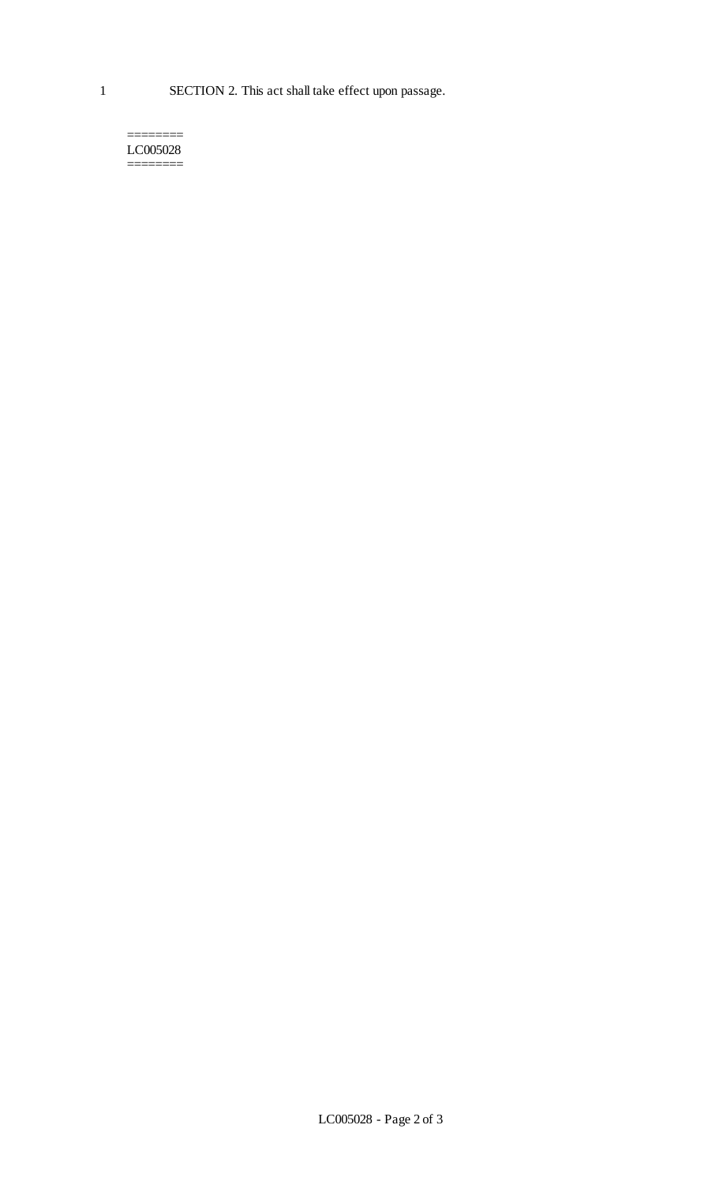1 SECTION 2. This act shall take effect upon passage.

========
LC005028
========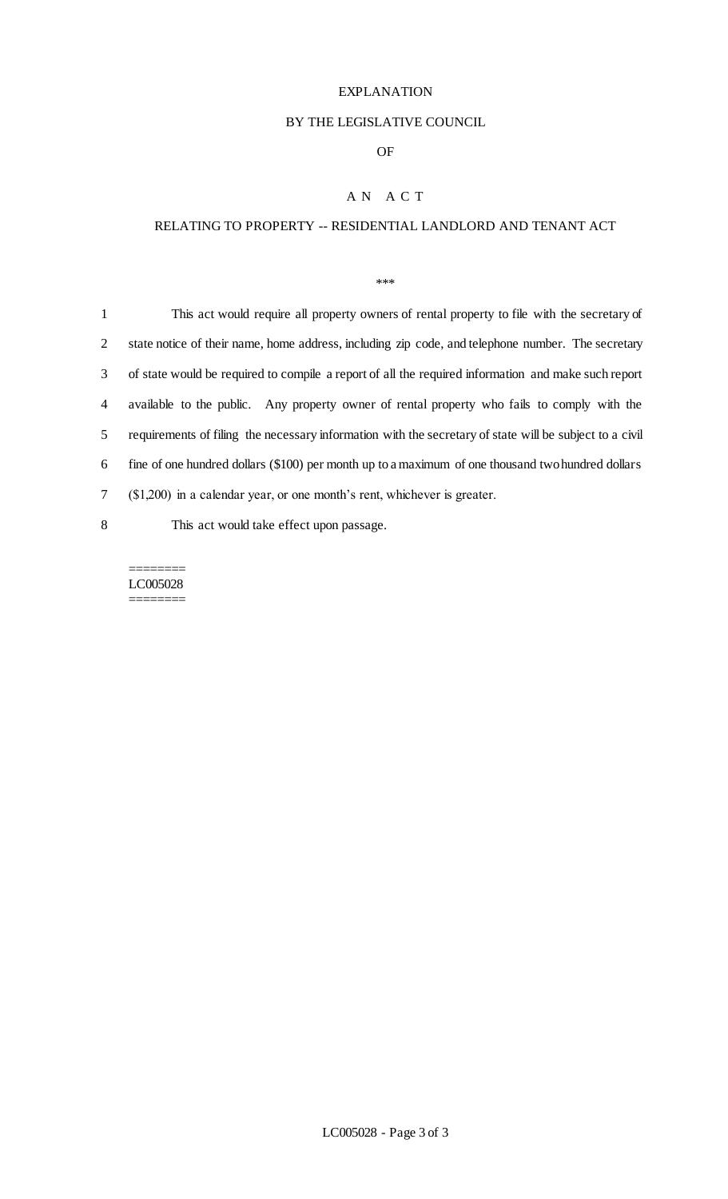EXPLANATION

BY THE LEGISLATIVE COUNCIL

OF

A N A C T

RELATING TO PROPERTY -- RESIDENTIAL LANDLORD AND TENANT ACT

***

This act would require all property owners of rental property to file with the secretary of state notice of their name, home address, including zip code, and telephone number. The secretary of state would be required to compile a report of all the required information and make such report available to the public. Any property owner of rental property who fails to comply with the requirements of filing the necessary information with the secretary of state will be subject to a civil fine of one hundred dollars ($100) per month up to a maximum of one thousand two hundred dollars ($1,200) in a calendar year, or one month's rent, whichever is greater.

This act would take effect upon passage.

========
LC005028
========